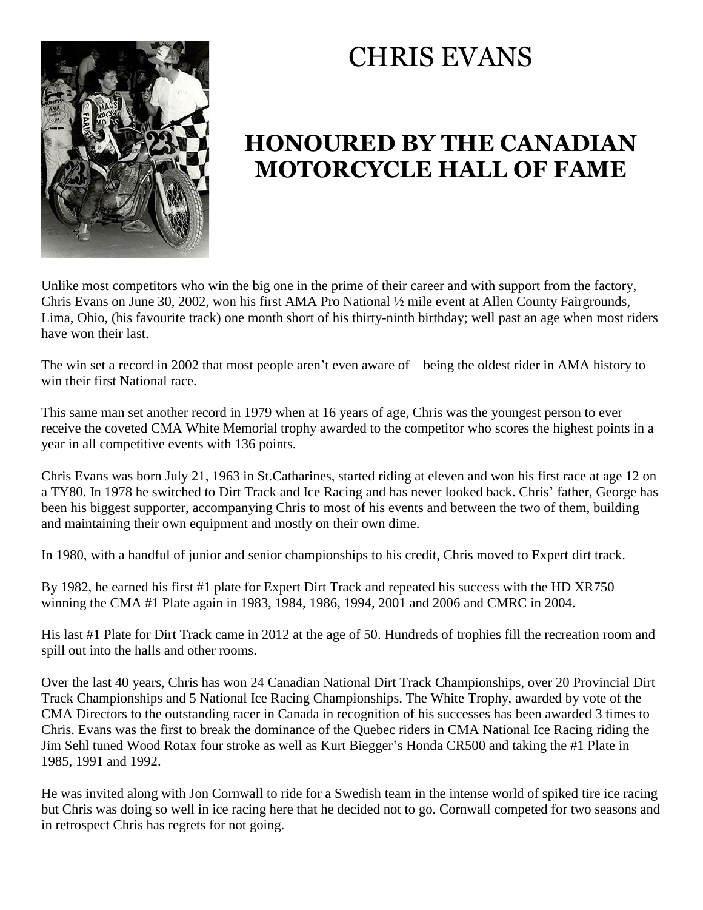# CHRIS EVANS

## HONOURED BY THE CANADIAN MOTORCYCLE HALL OF FAME

Unlike most competitors who win the big one in the prime of their career and with support from the factory, Chris Evans on June 30, 2002, won his first AMA Pro National ½ mile event at Allen County Fairgrounds, Lima, Ohio, (his favourite track) one month short of his thirty-ninth birthday; well past an age when most riders have won their last.

The win set a record in 2002 that most people aren't even aware of – being the oldest rider in AMA history to win their first National race.

This same man set another record in 1979 when at 16 years of age, Chris was the youngest person to ever receive the coveted CMA White Memorial trophy awarded to the competitor who scores the highest points in a year in all competitive events with 136 points.

Chris Evans was born July 21, 1963 in St.Catharines, started riding at eleven and won his first race at age 12 on a TY80. In 1978 he switched to Dirt Track and Ice Racing and has never looked back. Chris' father, George has been his biggest supporter, accompanying Chris to most of his events and between the two of them, building and maintaining their own equipment and mostly on their own dime.

In 1980, with a handful of junior and senior championships to his credit, Chris moved to Expert dirt track.

By 1982, he earned his first #1 plate for Expert Dirt Track and repeated his success with the HD XR750 winning the CMA #1 Plate again in 1983, 1984, 1986, 1994, 2001 and 2006 and CMRC in 2004.

His last #1 Plate for Dirt Track came in 2012 at the age of 50. Hundreds of trophies fill the recreation room and spill out into the halls and other rooms.

Over the last 40 years, Chris has won 24 Canadian National Dirt Track Championships, over 20 Provincial Dirt Track Championships and 5 National Ice Racing Championships. The White Trophy, awarded by vote of the CMA Directors to the outstanding racer in Canada in recognition of his successes has been awarded 3 times to Chris. Evans was the first to break the dominance of the Quebec riders in CMA National Ice Racing riding the Jim Sehl tuned Wood Rotax four stroke as well as Kurt Biegger's Honda CR500 and taking the #1 Plate in 1985, 1991 and 1992.

He was invited along with Jon Cornwall to ride for a Swedish team in the intense world of spiked tire ice racing but Chris was doing so well in ice racing here that he decided not to go. Cornwall competed for two seasons and in retrospect Chris has regrets for not going.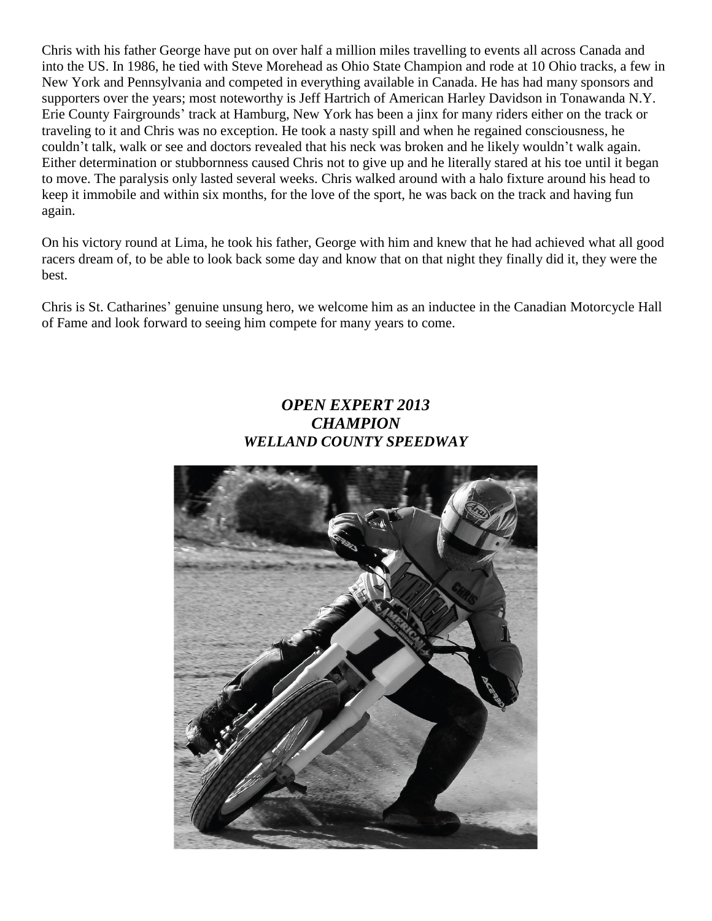Chris with his father George have put on over half a million miles travelling to events all across Canada and into the US. In 1986, he tied with Steve Morehead as Ohio State Champion and rode at 10 Ohio tracks, a few in New York and Pennsylvania and competed in everything available in Canada. He has had many sponsors and supporters over the years; most noteworthy is Jeff Hartrich of American Harley Davidson in Tonawanda N.Y. Erie County Fairgrounds' track at Hamburg, New York has been a jinx for many riders either on the track or traveling to it and Chris was no exception. He took a nasty spill and when he regained consciousness, he couldn't talk, walk or see and doctors revealed that his neck was broken and he likely wouldn't walk again. Either determination or stubbornness caused Chris not to give up and he literally stared at his toe until it began to move. The paralysis only lasted several weeks. Chris walked around with a halo fixture around his head to keep it immobile and within six months, for the love of the sport, he was back on the track and having fun again.

On his victory round at Lima, he took his father, George with him and knew that he had achieved what all good racers dream of, to be able to look back some day and know that on that night they finally did it, they were the best.

Chris is St. Catharines' genuine unsung hero, we welcome him as an inductee in the Canadian Motorcycle Hall of Fame and look forward to seeing him compete for many years to come.

***OPEN EXPERT 2013***
***CHAMPION***
***WELLAND COUNTY SPEEDWAY***